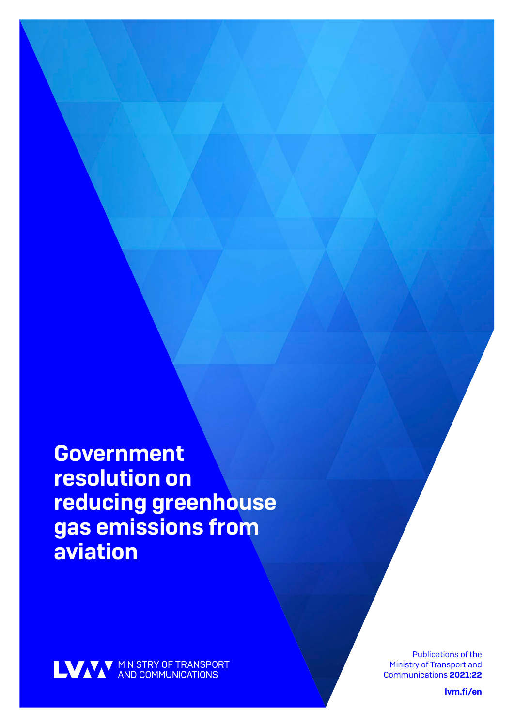# Government resolution on reducing greenhouse gas emissions from aviation

LVM MINISTRY OF TRANSPORT AND COMMUNICATIONS

Publications of the Ministry of Transport and Communications **2021:22**

**lvm.fi/en**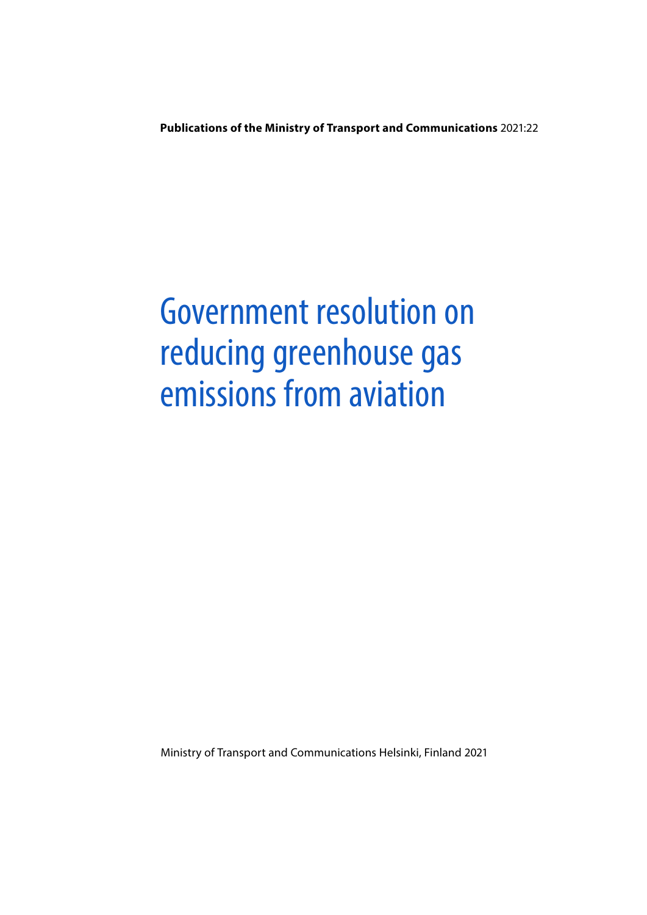**Publications of the Ministry of Transport and Communications** 2021:22

# Government resolution on reducing greenhouse gas emissions from aviation

Ministry of Transport and Communications Helsinki, Finland 2021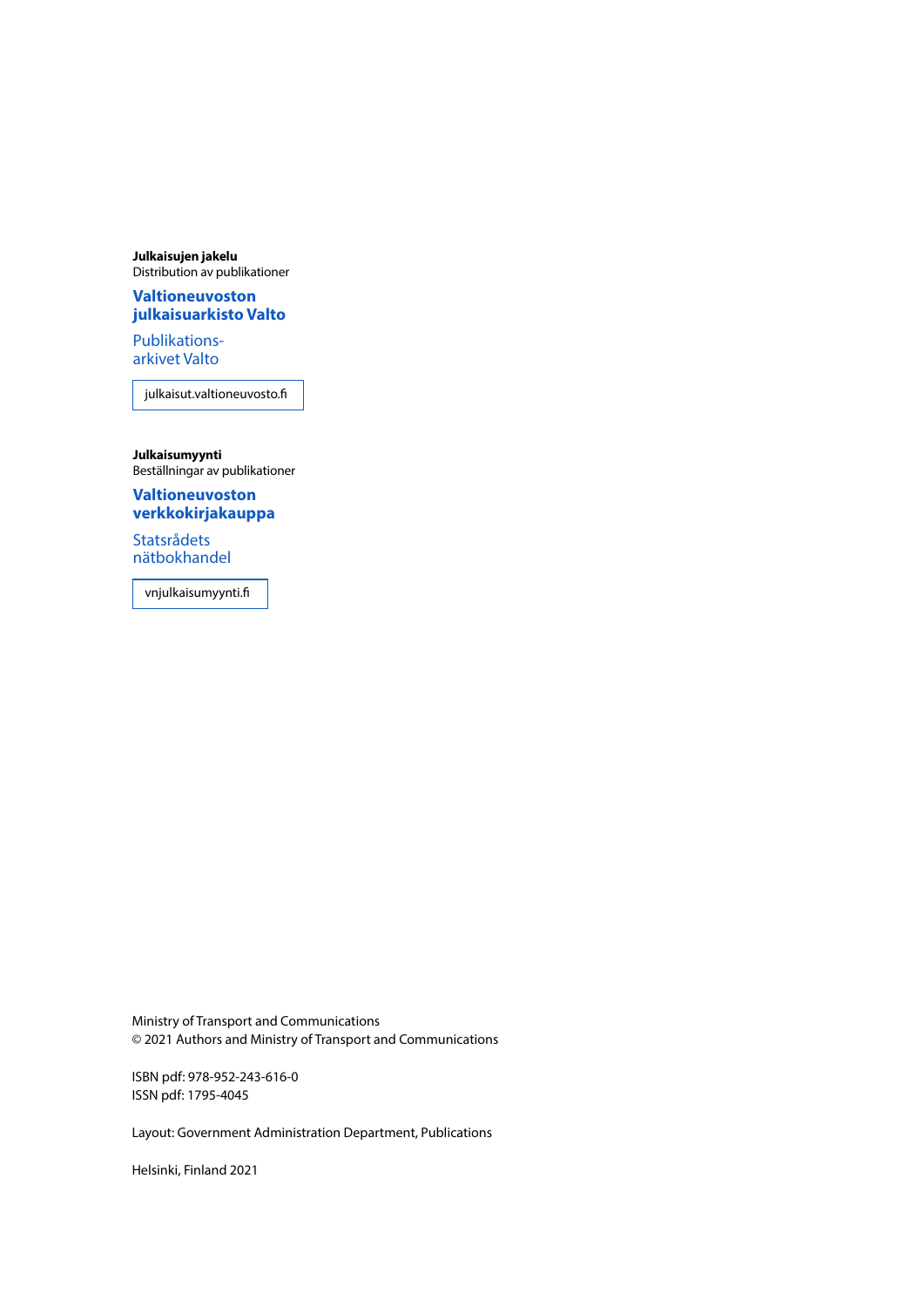**Julkaisujen jakelu**
Distribution av publikationer

**Valtioneuvoston julkaisuarkisto Valto**

Publikations-
arkivet Valto

julkaisut.valtioneuvosto.fi

**Julkaisumyynti**
Beställningar av publikationer

**Valtioneuvoston verkkokirjakauppa**

Statsrådets
nätbokhandel

vnjulkaisumyynti.fi

Ministry of Transport and Communications
© 2021 Authors and Ministry of Transport and Communications

ISBN pdf: 978-952-243-616-0
ISSN pdf: 1795-4045

Layout: Government Administration Department, Publications

Helsinki, Finland 2021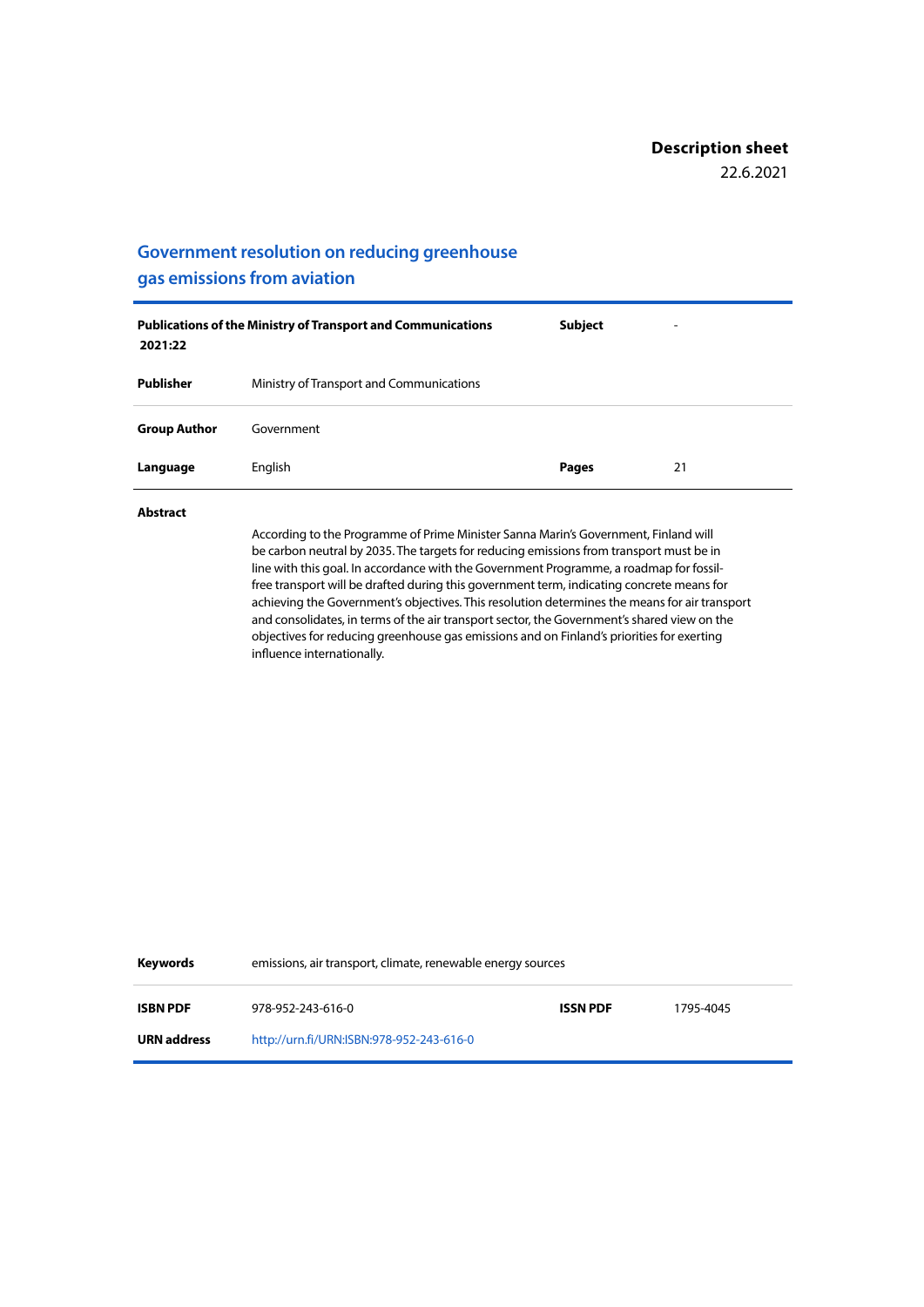**Description sheet**
22.6.2021

## Government resolution on reducing greenhouse gas emissions from aviation

| | | | |
|---|---|---|---|
| **Publications of the Ministry of Transport and Communications 2021:22** | | **Subject** | - |
| **Publisher** | Ministry of Transport and Communications | | |
| **Group Author** | Government | | |
| **Language** | English | **Pages** | 21 |

**Abstract**

According to the Programme of Prime Minister Sanna Marin's Government, Finland will be carbon neutral by 2035. The targets for reducing emissions from transport must be in line with this goal. In accordance with the Government Programme, a roadmap for fossil-free transport will be drafted during this government term, indicating concrete means for achieving the Government's objectives. This resolution determines the means for air transport and consolidates, in terms of the air transport sector, the Government's shared view on the objectives for reducing greenhouse gas emissions and on Finland's priorities for exerting influence internationally.

| | | | |
|---|---|---|---|
| **Keywords** | emissions, air transport, climate, renewable energy sources | | |
| **ISBN PDF** | 978-952-243-616-0 | **ISSN PDF** | 1795-4045 |
| **URN address** | http://urn.fi/URN:ISBN:978-952-243-616-0 | | |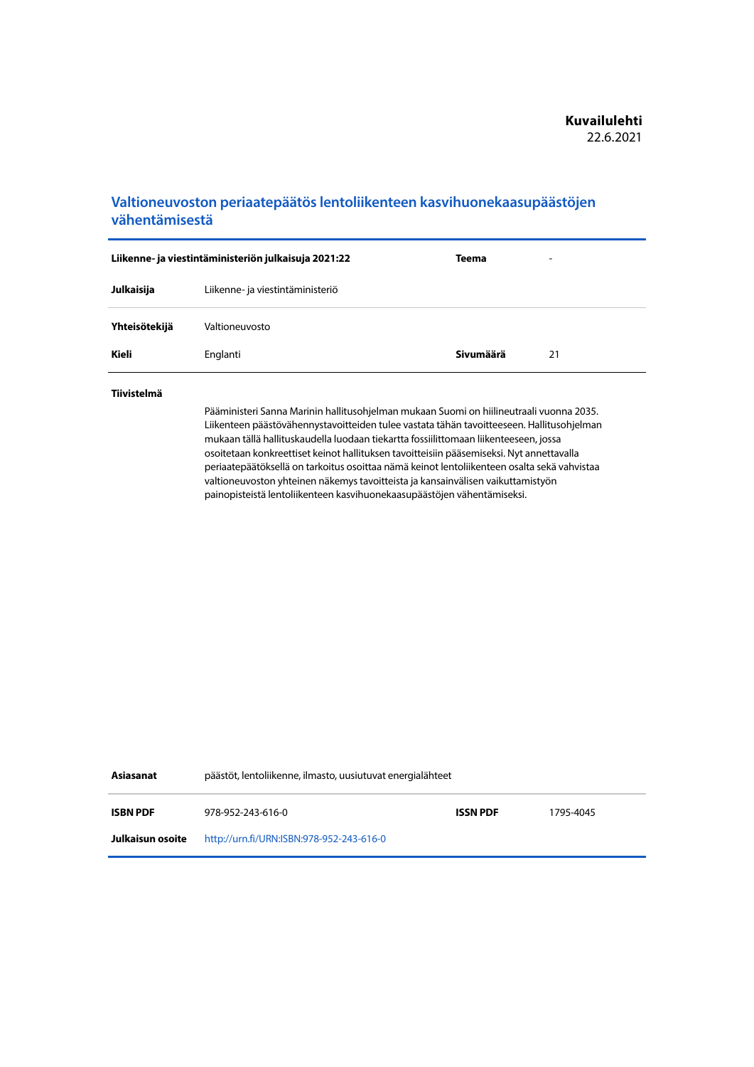**Kuvailulehti**
22.6.2021

## Valtioneuvoston periaatepäätös lentoliikenteen kasvihuonekaasupäästöjen vähentämisestä

| | | | |
|---|---|---|---|
| **Liikenne- ja viestintäministeriön julkaisuja 2021:22** | | **Teema** | - |
| **Julkaisija** | Liikenne- ja viestintäministeriö | | |
| **Yhteisötekijä** | Valtioneuvosto | | |
| **Kieli** | Englanti | **Sivumäärä** | 21 |

**Tiivistelmä**

Pääministeri Sanna Marinin hallitusohjelman mukaan Suomi on hiilineutraali vuonna 2035. Liikenteen päästövähennystavoitteiden tulee vastata tähän tavoitteeseen. Hallitusohjelman mukaan tällä hallituskaudella luodaan tiekartta fossiilittomaan liikenteeseen, jossa osoitetaan konkreettiset keinot hallituksen tavoitteisiin pääsemiseksi. Nyt annettavalla periaatepäätöksellä on tarkoitus osoittaa nämä keinot lentoliikenteen osalta sekä vahvistaa valtioneuvoston yhteinen näkemys tavoitteista ja kansainvälisen vaikuttamistyön painopisteistä lentoliikenteen kasvihuonekaasupäästöjen vähentämiseksi.

| | | | |
|---|---|---|---|
| **Asiasanat** | päästöt, lentoliikenne, ilmasto, uusiutuvat energialähteet | | |
| **ISBN PDF** | 978-952-243-616-0 | **ISSN PDF** | 1795-4045 |
| **Julkaisun osoite** | http://urn.fi/URN:ISBN:978-952-243-616-0 | | |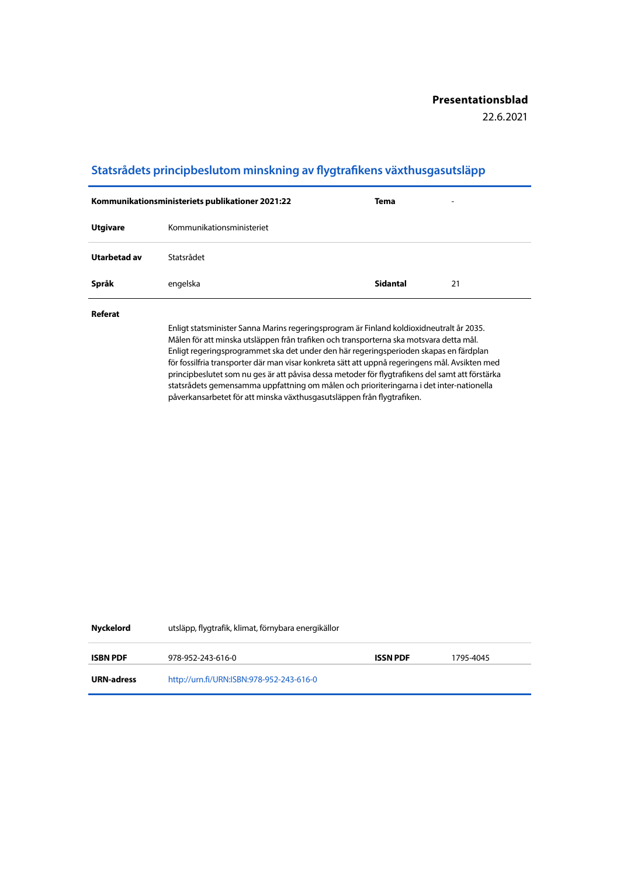**Presentationsblad**

22.6.2021

# Statsrådets principbeslutom minskning av flygtrafikens växthusgasutsläpp

| | | | |
|---|---|---|---|
| **Kommunikationsministeriets publikationer 2021:22** | | **Tema** | - |
| **Utgivare** | Kommunikationsministeriet | | |
| **Utarbetad av** | Statsrådet | | |
| **Språk** | engelska | **Sidantal** | 21 |

**Referat**

Enligt statsminister Sanna Marins regeringsprogram är Finland koldioxidneutralt år 2035. Målen för att minska utsläppen från trafiken och transporterna ska motsvara detta mål. Enligt regeringsprogrammet ska det under den här regeringsperioden skapas en färdplan för fossilfria transporter där man visar konkreta sätt att uppnå regeringens mål. Avsikten med principbeslutet som nu ges är att påvisa dessa metoder för flygtrafikens del samt att förstärka statsrådets gemensamma uppfattning om målen och prioriteringarna i det inter-nationella påverkansarbetet för att minska växthusgasutsläppen från flygtrafiken.

| | | | |
|---|---|---|---|
| **Nyckelord** | utsläpp, flygtrafik, klimat, förnybara energikällor | | |
| **ISBN PDF** | 978-952-243-616-0 | **ISSN PDF** | 1795-4045 |
| **URN-adress** | http://urn.fi/URN:ISBN:978-952-243-616-0 | | |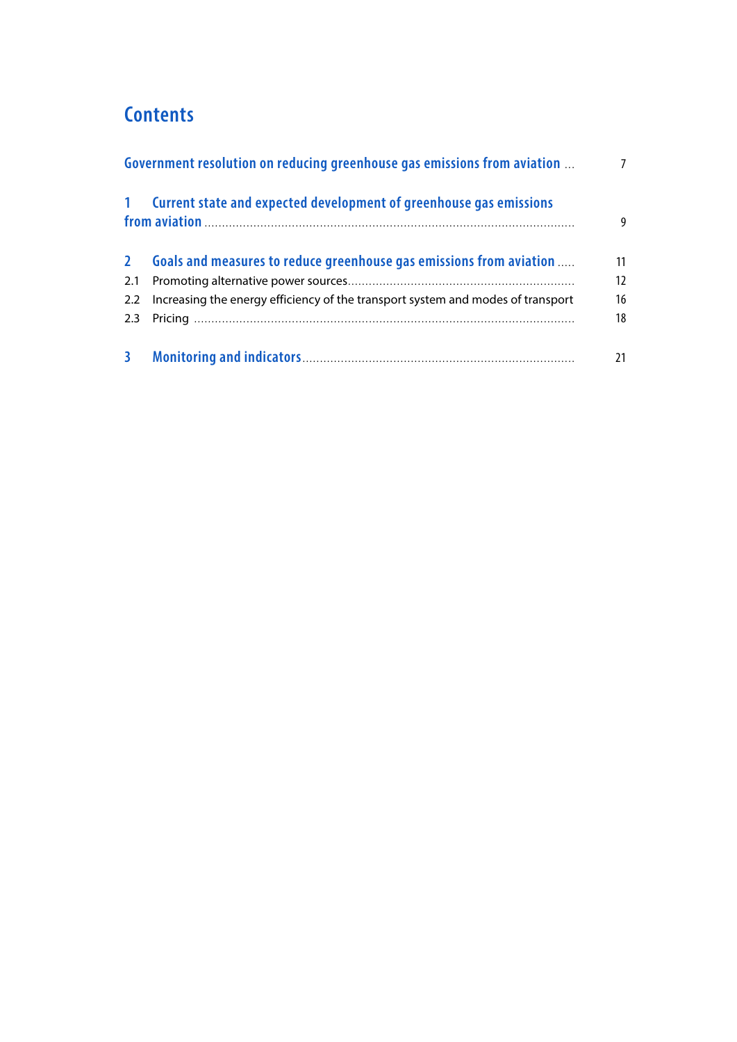# Contents

| | |
|---|---|
| **Government resolution on reducing greenhouse gas emissions from aviation** | 7 |
| **1 Current state and expected development of greenhouse gas emissions from aviation** | 9 |
| **2 Goals and measures to reduce greenhouse gas emissions from aviation** | 11 |
| 2.1 Promoting alternative power sources | 12 |
| 2.2 Increasing the energy efficiency of the transport system and modes of transport | 16 |
| 2.3 Pricing | 18 |
| **3 Monitoring and indicators** | 21 |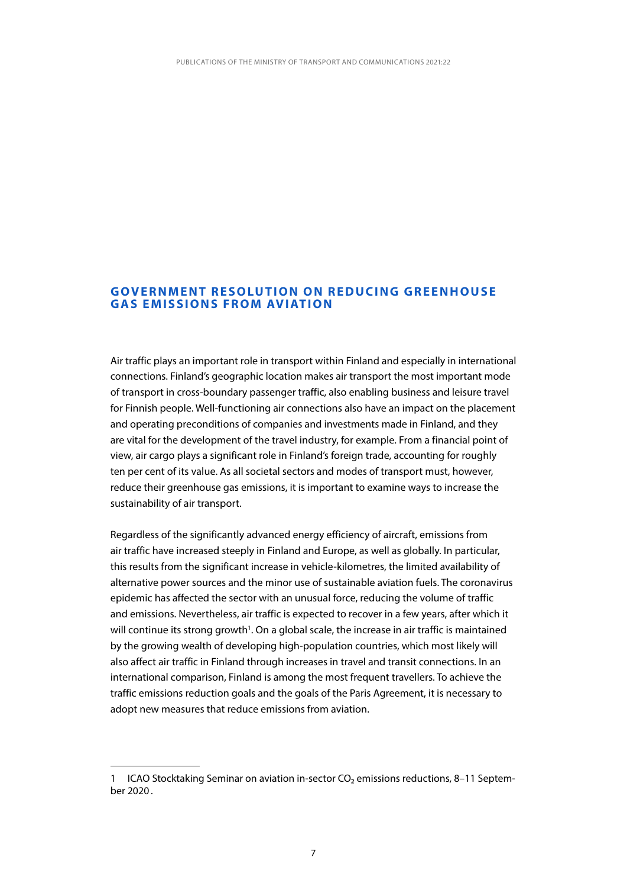# GOVERNMENT RESOLUTION ON REDUCING GREENHOUSE GAS EMISSIONS FROM AVIATION

Air traffic plays an important role in transport within Finland and especially in international connections. Finland's geographic location makes air transport the most important mode of transport in cross-boundary passenger traffic, also enabling business and leisure travel for Finnish people. Well-functioning air connections also have an impact on the placement and operating preconditions of companies and investments made in Finland, and they are vital for the development of the travel industry, for example. From a financial point of view, air cargo plays a significant role in Finland's foreign trade, accounting for roughly ten per cent of its value. As all societal sectors and modes of transport must, however, reduce their greenhouse gas emissions, it is important to examine ways to increase the sustainability of air transport.

Regardless of the significantly advanced energy efficiency of aircraft, emissions from air traffic have increased steeply in Finland and Europe, as well as globally. In particular, this results from the significant increase in vehicle-kilometres, the limited availability of alternative power sources and the minor use of sustainable aviation fuels. The coronavirus epidemic has affected the sector with an unusual force, reducing the volume of traffic and emissions. Nevertheless, air traffic is expected to recover in a few years, after which it will continue its strong growth[1]. On a global scale, the increase in air traffic is maintained by the growing wealth of developing high-population countries, which most likely will also affect air traffic in Finland through increases in travel and transit connections. In an international comparison, Finland is among the most frequent travellers. To achieve the traffic emissions reduction goals and the goals of the Paris Agreement, it is necessary to adopt new measures that reduce emissions from aviation.

---

1 ICAO Stocktaking Seminar on aviation in-sector $CO_2$ emissions reductions, 8–11 September 2020.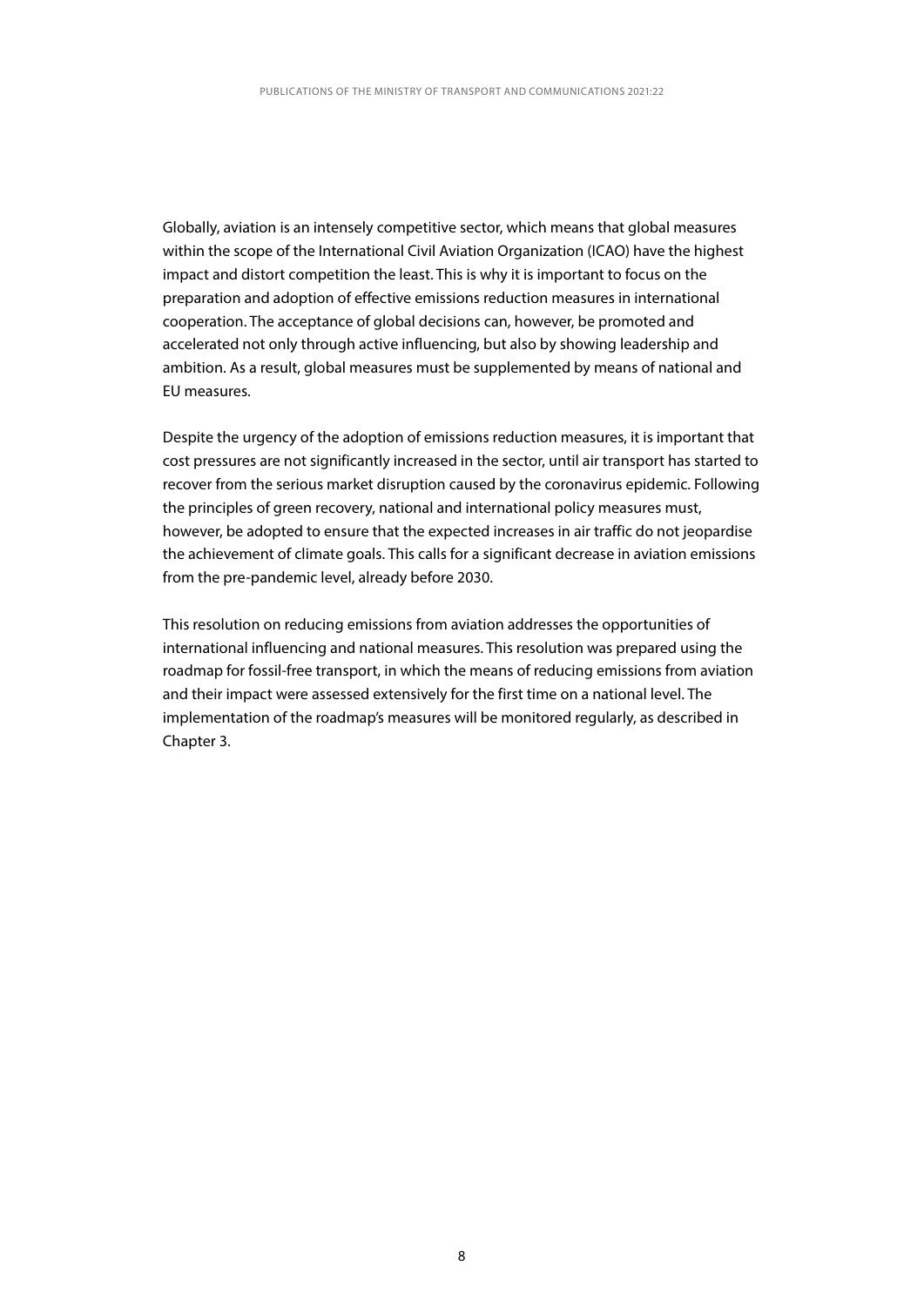Globally, aviation is an intensely competitive sector, which means that global measures within the scope of the International Civil Aviation Organization (ICAO) have the highest impact and distort competition the least. This is why it is important to focus on the preparation and adoption of effective emissions reduction measures in international cooperation. The acceptance of global decisions can, however, be promoted and accelerated not only through active influencing, but also by showing leadership and ambition. As a result, global measures must be supplemented by means of national and EU measures.

Despite the urgency of the adoption of emissions reduction measures, it is important that cost pressures are not significantly increased in the sector, until air transport has started to recover from the serious market disruption caused by the coronavirus epidemic. Following the principles of green recovery, national and international policy measures must, however, be adopted to ensure that the expected increases in air traffic do not jeopardise the achievement of climate goals. This calls for a significant decrease in aviation emissions from the pre-pandemic level, already before 2030.

This resolution on reducing emissions from aviation addresses the opportunities of international influencing and national measures. This resolution was prepared using the roadmap for fossil-free transport, in which the means of reducing emissions from aviation and their impact were assessed extensively for the first time on a national level. The implementation of the roadmap's measures will be monitored regularly, as described in Chapter 3.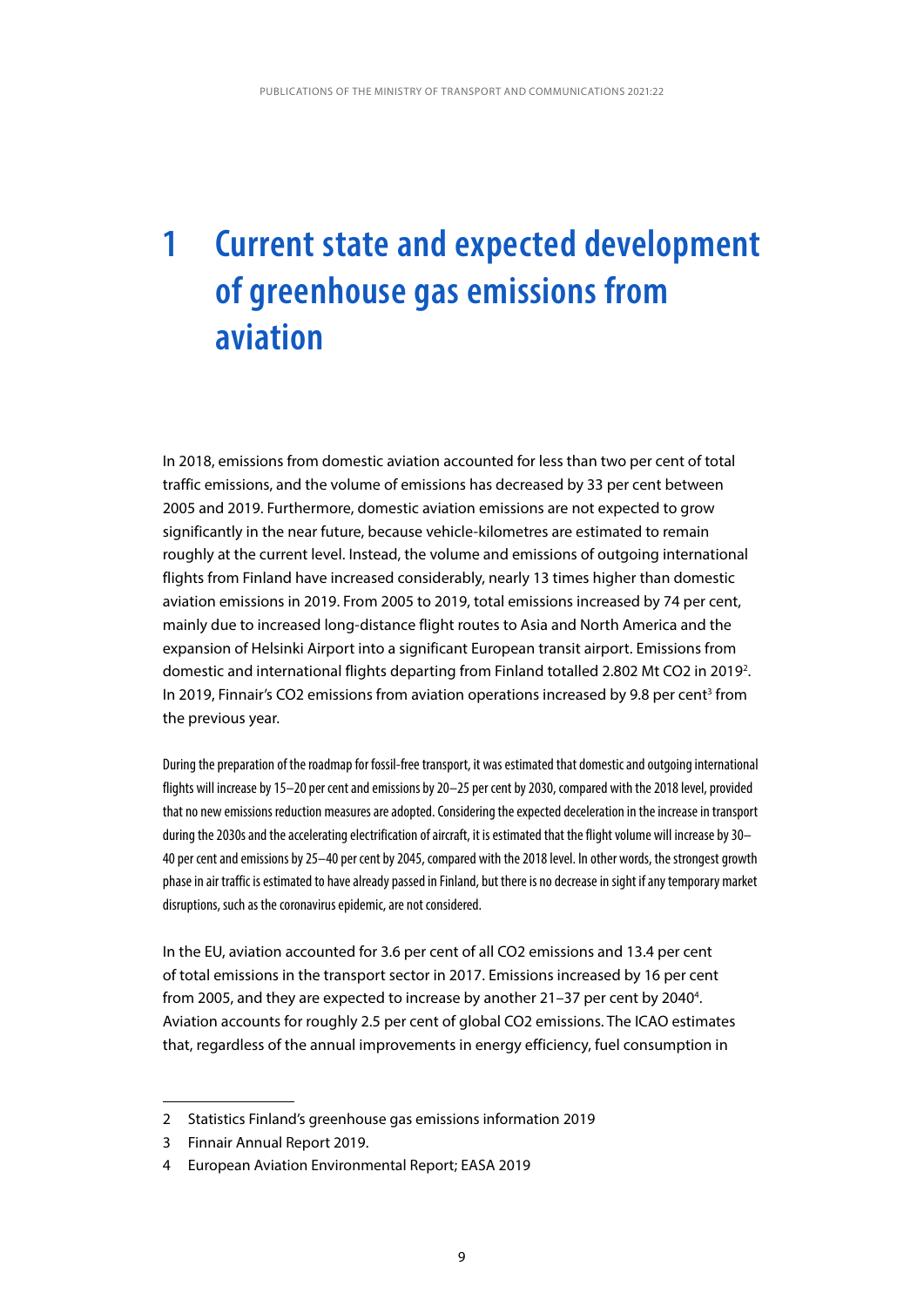# 1 Current state and expected development of greenhouse gas emissions from aviation

In 2018, emissions from domestic aviation accounted for less than two per cent of total traffic emissions, and the volume of emissions has decreased by 33 per cent between 2005 and 2019. Furthermore, domestic aviation emissions are not expected to grow significantly in the near future, because vehicle-kilometres are estimated to remain roughly at the current level. Instead, the volume and emissions of outgoing international flights from Finland have increased considerably, nearly 13 times higher than domestic aviation emissions in 2019. From 2005 to 2019, total emissions increased by 74 per cent, mainly due to increased long-distance flight routes to Asia and North America and the expansion of Helsinki Airport into a significant European transit airport. Emissions from domestic and international flights departing from Finland totalled 2.802 Mt $CO_2$ in 2019[2]. In 2019, Finnair's $CO_2$ emissions from aviation operations increased by 9.8 per cent[3] from the previous year.

During the preparation of the roadmap for fossil-free transport, it was estimated that domestic and outgoing international flights will increase by 15–20 per cent and emissions by 20–25 per cent by 2030, compared with the 2018 level, provided that no new emissions reduction measures are adopted. Considering the expected deceleration in the increase in transport during the 2030s and the accelerating electrification of aircraft, it is estimated that the flight volume will increase by 30–40 per cent and emissions by 25–40 per cent by 2045, compared with the 2018 level. In other words, the strongest growth phase in air traffic is estimated to have already passed in Finland, but there is no decrease in sight if any temporary market disruptions, such as the coronavirus epidemic, are not considered.

In the EU, aviation accounted for 3.6 per cent of all $CO_2$ emissions and 13.4 per cent of total emissions in the transport sector in 2017. Emissions increased by 16 per cent from 2005, and they are expected to increase by another 21–37 per cent by 2040[4]. Aviation accounts for roughly 2.5 per cent of global $CO_2$ emissions. The ICAO estimates that, regardless of the annual improvements in energy efficiency, fuel consumption in

---

2 Statistics Finland's greenhouse gas emissions information 2019

3 Finnair Annual Report 2019.

4 European Aviation Environmental Report; EASA 2019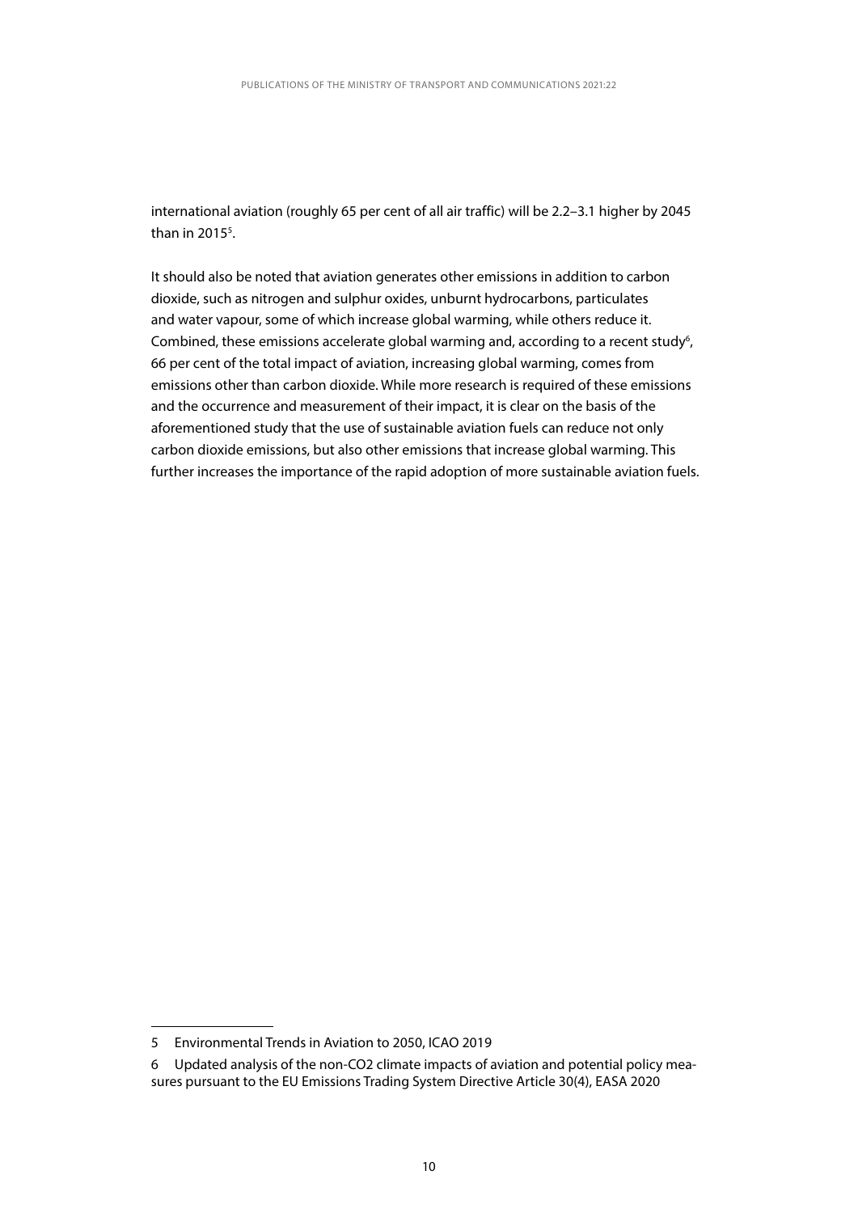international aviation (roughly 65 per cent of all air traffic) will be 2.2–3.1 higher by 2045 than in 2015[5].

It should also be noted that aviation generates other emissions in addition to carbon dioxide, such as nitrogen and sulphur oxides, unburnt hydrocarbons, particulates and water vapour, some of which increase global warming, while others reduce it. Combined, these emissions accelerate global warming and, according to a recent study[6], 66 per cent of the total impact of aviation, increasing global warming, comes from emissions other than carbon dioxide. While more research is required of these emissions and the occurrence and measurement of their impact, it is clear on the basis of the aforementioned study that the use of sustainable aviation fuels can reduce not only carbon dioxide emissions, but also other emissions that increase global warming. This further increases the importance of the rapid adoption of more sustainable aviation fuels.

---

5 Environmental Trends in Aviation to 2050, ICAO 2019

6 Updated analysis of the non-CO2 climate impacts of aviation and potential policy measures pursuant to the EU Emissions Trading System Directive Article 30(4), EASA 2020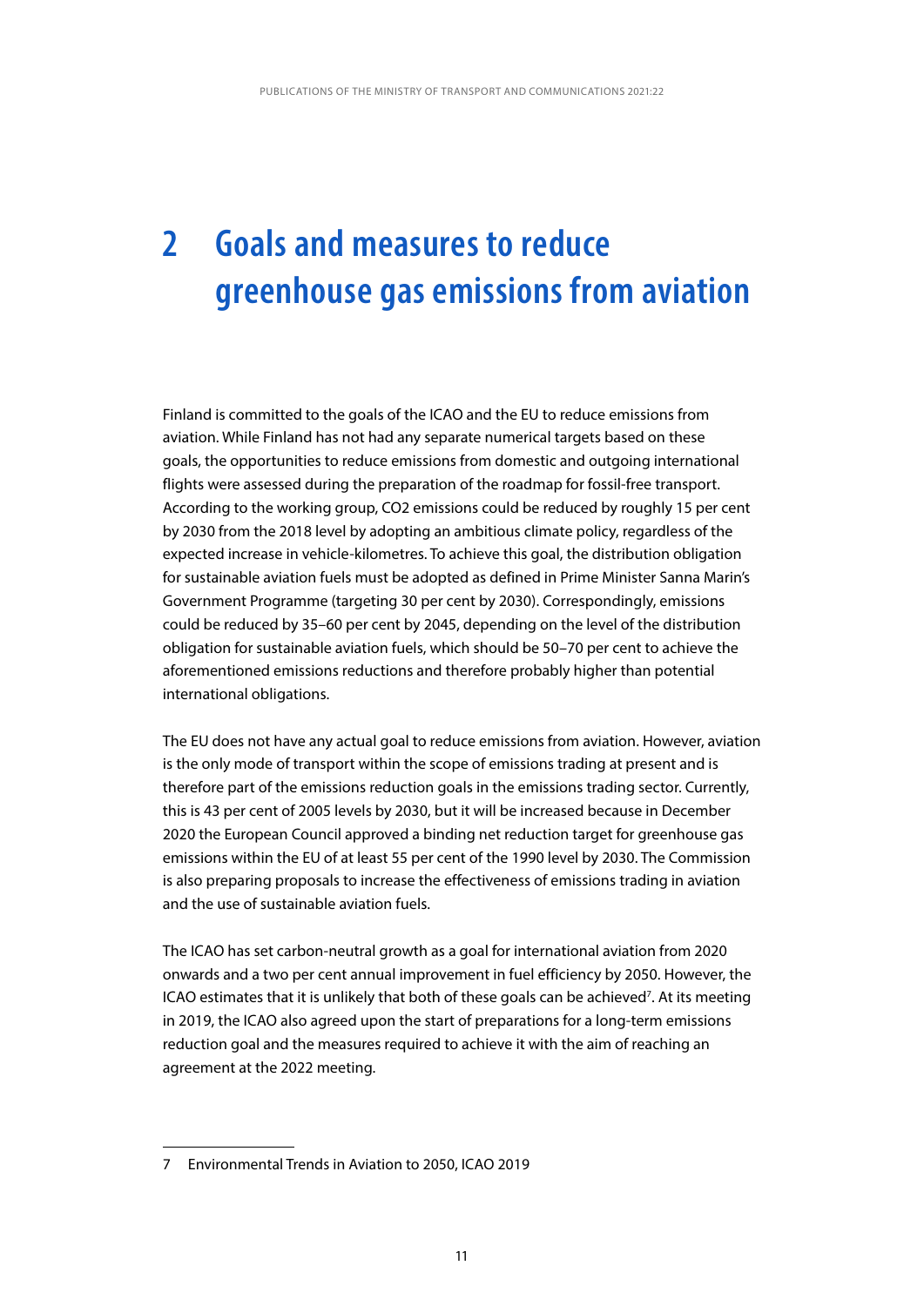# 2 Goals and measures to reduce greenhouse gas emissions from aviation

Finland is committed to the goals of the ICAO and the EU to reduce emissions from aviation. While Finland has not had any separate numerical targets based on these goals, the opportunities to reduce emissions from domestic and outgoing international flights were assessed during the preparation of the roadmap for fossil-free transport. According to the working group, CO2 emissions could be reduced by roughly 15 per cent by 2030 from the 2018 level by adopting an ambitious climate policy, regardless of the expected increase in vehicle-kilometres. To achieve this goal, the distribution obligation for sustainable aviation fuels must be adopted as defined in Prime Minister Sanna Marin's Government Programme (targeting 30 per cent by 2030). Correspondingly, emissions could be reduced by 35–60 per cent by 2045, depending on the level of the distribution obligation for sustainable aviation fuels, which should be 50–70 per cent to achieve the aforementioned emissions reductions and therefore probably higher than potential international obligations.

The EU does not have any actual goal to reduce emissions from aviation. However, aviation is the only mode of transport within the scope of emissions trading at present and is therefore part of the emissions reduction goals in the emissions trading sector. Currently, this is 43 per cent of 2005 levels by 2030, but it will be increased because in December 2020 the European Council approved a binding net reduction target for greenhouse gas emissions within the EU of at least 55 per cent of the 1990 level by 2030. The Commission is also preparing proposals to increase the effectiveness of emissions trading in aviation and the use of sustainable aviation fuels.

The ICAO has set carbon-neutral growth as a goal for international aviation from 2020 onwards and a two per cent annual improvement in fuel efficiency by 2050. However, the ICAO estimates that it is unlikely that both of these goals can be achieved[7]. At its meeting in 2019, the ICAO also agreed upon the start of preparations for a long-term emissions reduction goal and the measures required to achieve it with the aim of reaching an agreement at the 2022 meeting.

---

7 Environmental Trends in Aviation to 2050, ICAO 2019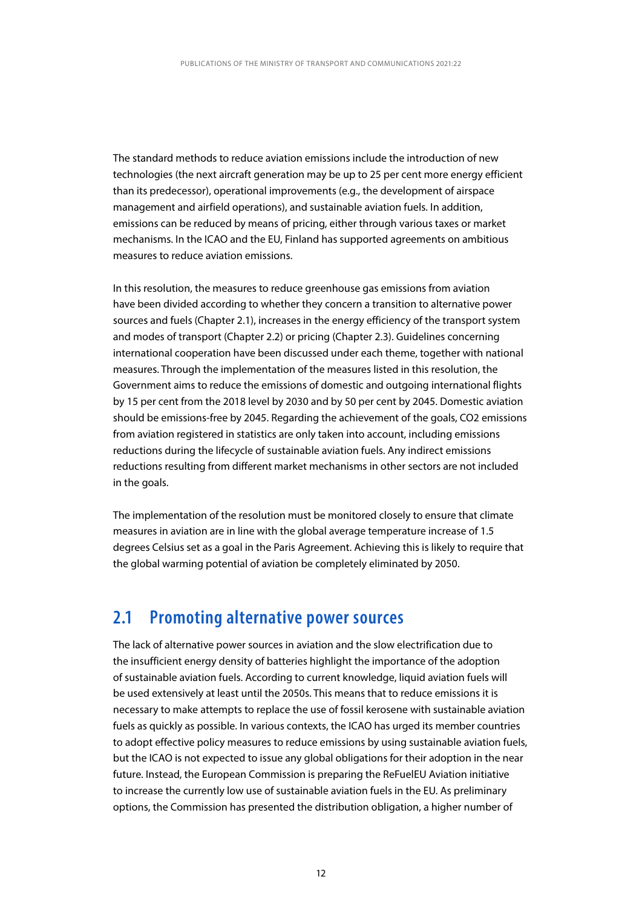The standard methods to reduce aviation emissions include the introduction of new technologies (the next aircraft generation may be up to 25 per cent more energy efficient than its predecessor), operational improvements (e.g., the development of airspace management and airfield operations), and sustainable aviation fuels. In addition, emissions can be reduced by means of pricing, either through various taxes or market mechanisms. In the ICAO and the EU, Finland has supported agreements on ambitious measures to reduce aviation emissions.

In this resolution, the measures to reduce greenhouse gas emissions from aviation have been divided according to whether they concern a transition to alternative power sources and fuels (Chapter 2.1), increases in the energy efficiency of the transport system and modes of transport (Chapter 2.2) or pricing (Chapter 2.3). Guidelines concerning international cooperation have been discussed under each theme, together with national measures. Through the implementation of the measures listed in this resolution, the Government aims to reduce the emissions of domestic and outgoing international flights by 15 per cent from the 2018 level by 2030 and by 50 per cent by 2045. Domestic aviation should be emissions-free by 2045. Regarding the achievement of the goals, $CO_2$ emissions from aviation registered in statistics are only taken into account, including emissions reductions during the lifecycle of sustainable aviation fuels. Any indirect emissions reductions resulting from different market mechanisms in other sectors are not included in the goals.

The implementation of the resolution must be monitored closely to ensure that climate measures in aviation are in line with the global average temperature increase of 1.5 degrees Celsius set as a goal in the Paris Agreement. Achieving this is likely to require that the global warming potential of aviation be completely eliminated by 2050.

## 2.1 Promoting alternative power sources

The lack of alternative power sources in aviation and the slow electrification due to the insufficient energy density of batteries highlight the importance of the adoption of sustainable aviation fuels. According to current knowledge, liquid aviation fuels will be used extensively at least until the 2050s. This means that to reduce emissions it is necessary to make attempts to replace the use of fossil kerosene with sustainable aviation fuels as quickly as possible. In various contexts, the ICAO has urged its member countries to adopt effective policy measures to reduce emissions by using sustainable aviation fuels, but the ICAO is not expected to issue any global obligations for their adoption in the near future. Instead, the European Commission is preparing the ReFuelEU Aviation initiative to increase the currently low use of sustainable aviation fuels in the EU. As preliminary options, the Commission has presented the distribution obligation, a higher number of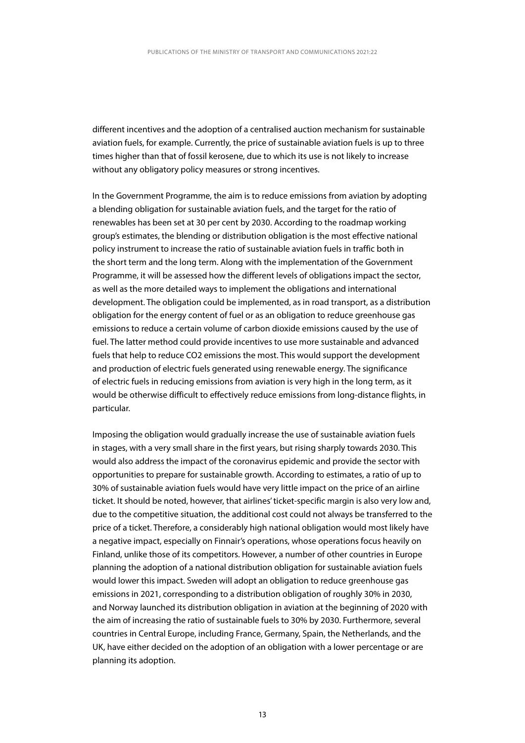different incentives and the adoption of a centralised auction mechanism for sustainable aviation fuels, for example. Currently, the price of sustainable aviation fuels is up to three times higher than that of fossil kerosene, due to which its use is not likely to increase without any obligatory policy measures or strong incentives.

In the Government Programme, the aim is to reduce emissions from aviation by adopting a blending obligation for sustainable aviation fuels, and the target for the ratio of renewables has been set at 30 per cent by 2030. According to the roadmap working group's estimates, the blending or distribution obligation is the most effective national policy instrument to increase the ratio of sustainable aviation fuels in traffic both in the short term and the long term. Along with the implementation of the Government Programme, it will be assessed how the different levels of obligations impact the sector, as well as the more detailed ways to implement the obligations and international development. The obligation could be implemented, as in road transport, as a distribution obligation for the energy content of fuel or as an obligation to reduce greenhouse gas emissions to reduce a certain volume of carbon dioxide emissions caused by the use of fuel. The latter method could provide incentives to use more sustainable and advanced fuels that help to reduce $CO_2$ emissions the most. This would support the development and production of electric fuels generated using renewable energy. The significance of electric fuels in reducing emissions from aviation is very high in the long term, as it would be otherwise difficult to effectively reduce emissions from long-distance flights, in particular.

Imposing the obligation would gradually increase the use of sustainable aviation fuels in stages, with a very small share in the first years, but rising sharply towards 2030. This would also address the impact of the coronavirus epidemic and provide the sector with opportunities to prepare for sustainable growth. According to estimates, a ratio of up to 30% of sustainable aviation fuels would have very little impact on the price of an airline ticket. It should be noted, however, that airlines' ticket-specific margin is also very low and, due to the competitive situation, the additional cost could not always be transferred to the price of a ticket. Therefore, a considerably high national obligation would most likely have a negative impact, especially on Finnair's operations, whose operations focus heavily on Finland, unlike those of its competitors. However, a number of other countries in Europe planning the adoption of a national distribution obligation for sustainable aviation fuels would lower this impact. Sweden will adopt an obligation to reduce greenhouse gas emissions in 2021, corresponding to a distribution obligation of roughly 30% in 2030, and Norway launched its distribution obligation in aviation at the beginning of 2020 with the aim of increasing the ratio of sustainable fuels to 30% by 2030. Furthermore, several countries in Central Europe, including France, Germany, Spain, the Netherlands, and the UK, have either decided on the adoption of an obligation with a lower percentage or are planning its adoption.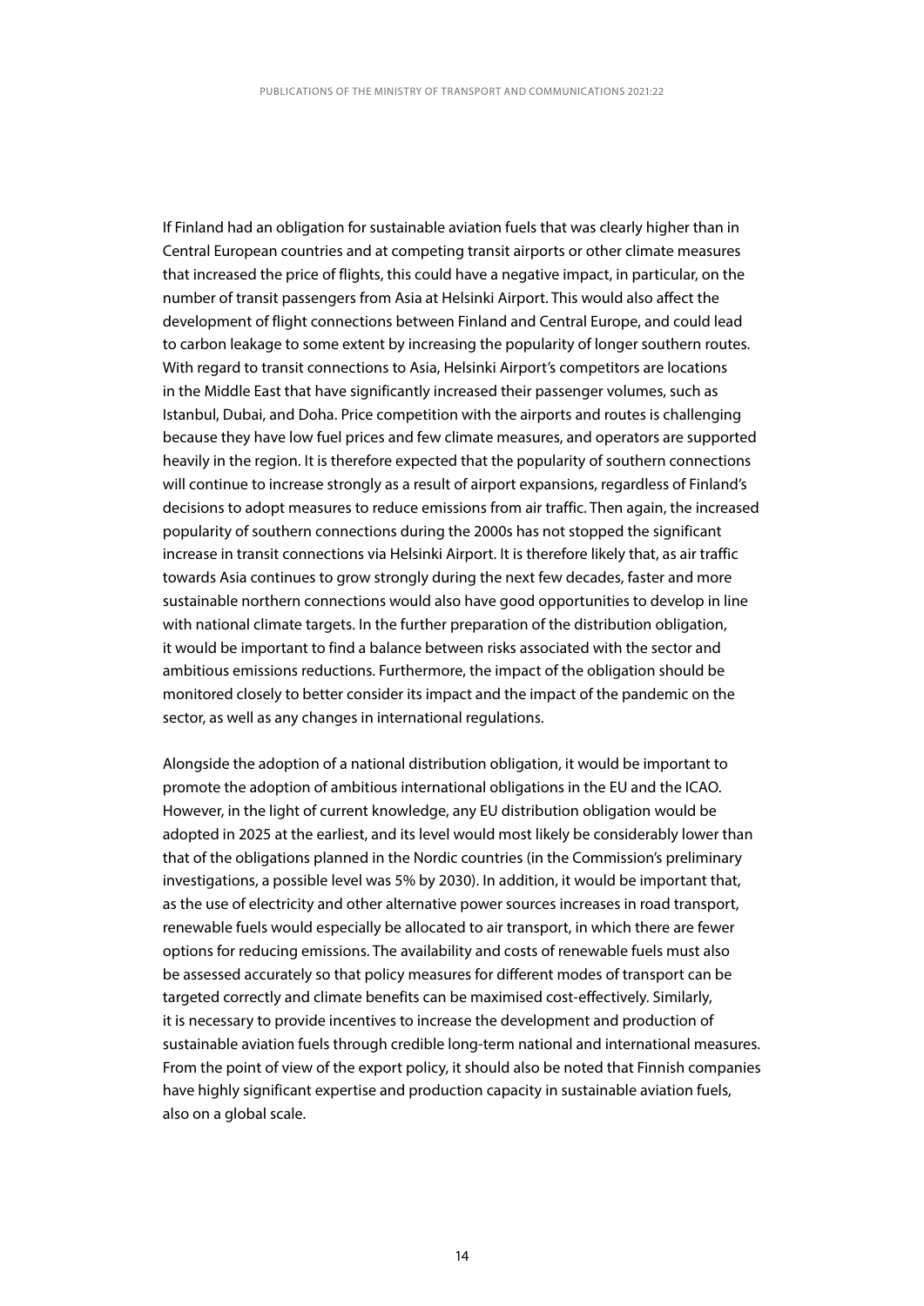If Finland had an obligation for sustainable aviation fuels that was clearly higher than in Central European countries and at competing transit airports or other climate measures that increased the price of flights, this could have a negative impact, in particular, on the number of transit passengers from Asia at Helsinki Airport. This would also affect the development of flight connections between Finland and Central Europe, and could lead to carbon leakage to some extent by increasing the popularity of longer southern routes. With regard to transit connections to Asia, Helsinki Airport's competitors are locations in the Middle East that have significantly increased their passenger volumes, such as Istanbul, Dubai, and Doha. Price competition with the airports and routes is challenging because they have low fuel prices and few climate measures, and operators are supported heavily in the region. It is therefore expected that the popularity of southern connections will continue to increase strongly as a result of airport expansions, regardless of Finland's decisions to adopt measures to reduce emissions from air traffic. Then again, the increased popularity of southern connections during the 2000s has not stopped the significant increase in transit connections via Helsinki Airport. It is therefore likely that, as air traffic towards Asia continues to grow strongly during the next few decades, faster and more sustainable northern connections would also have good opportunities to develop in line with national climate targets. In the further preparation of the distribution obligation, it would be important to find a balance between risks associated with the sector and ambitious emissions reductions. Furthermore, the impact of the obligation should be monitored closely to better consider its impact and the impact of the pandemic on the sector, as well as any changes in international regulations.

Alongside the adoption of a national distribution obligation, it would be important to promote the adoption of ambitious international obligations in the EU and the ICAO. However, in the light of current knowledge, any EU distribution obligation would be adopted in 2025 at the earliest, and its level would most likely be considerably lower than that of the obligations planned in the Nordic countries (in the Commission's preliminary investigations, a possible level was 5% by 2030). In addition, it would be important that, as the use of electricity and other alternative power sources increases in road transport, renewable fuels would especially be allocated to air transport, in which there are fewer options for reducing emissions. The availability and costs of renewable fuels must also be assessed accurately so that policy measures for different modes of transport can be targeted correctly and climate benefits can be maximised cost-effectively. Similarly, it is necessary to provide incentives to increase the development and production of sustainable aviation fuels through credible long-term national and international measures. From the point of view of the export policy, it should also be noted that Finnish companies have highly significant expertise and production capacity in sustainable aviation fuels, also on a global scale.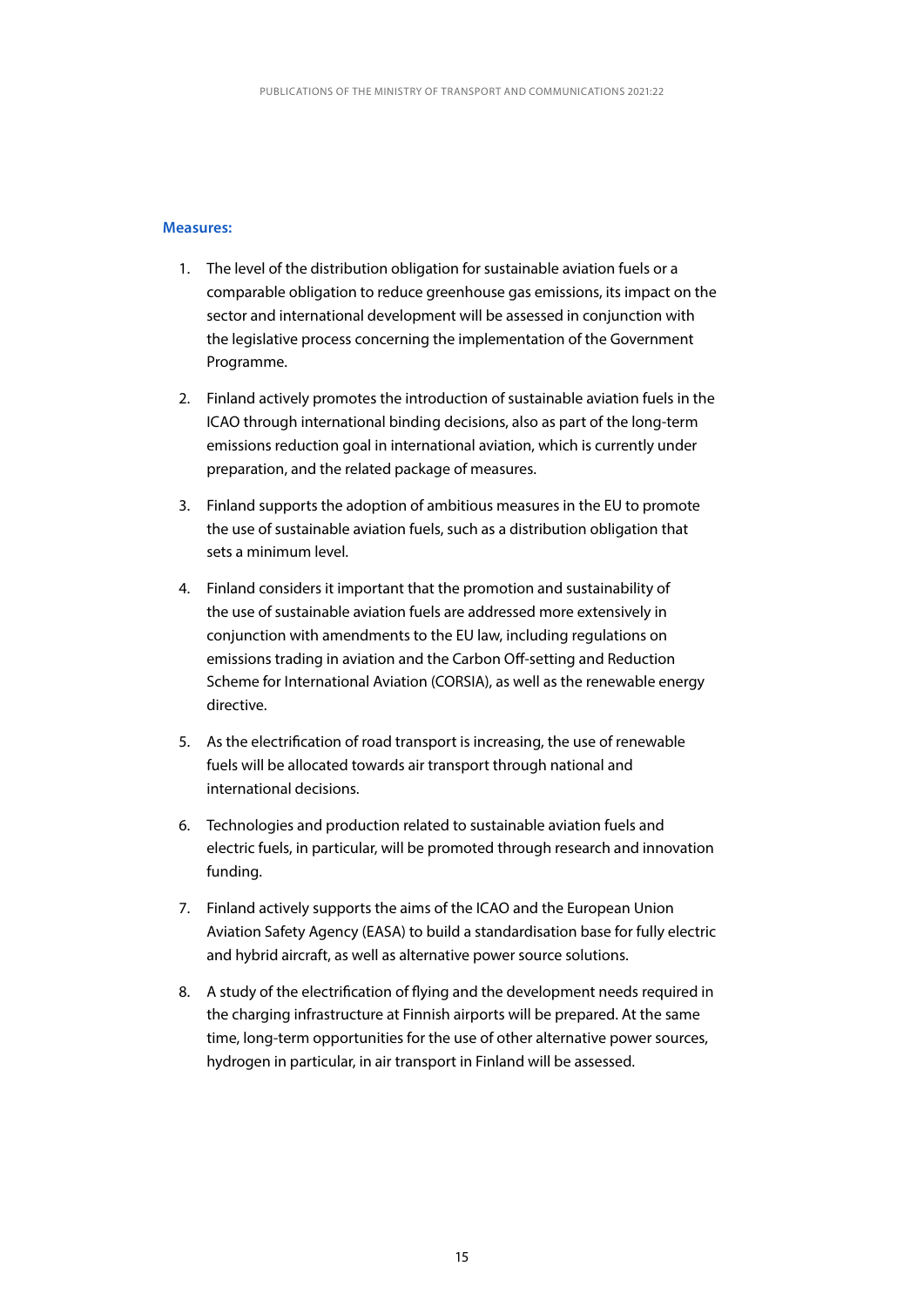**Measures:**

1. The level of the distribution obligation for sustainable aviation fuels or a comparable obligation to reduce greenhouse gas emissions, its impact on the sector and international development will be assessed in conjunction with the legislative process concerning the implementation of the Government Programme.
2. Finland actively promotes the introduction of sustainable aviation fuels in the ICAO through international binding decisions, also as part of the long-term emissions reduction goal in international aviation, which is currently under preparation, and the related package of measures.
3. Finland supports the adoption of ambitious measures in the EU to promote the use of sustainable aviation fuels, such as a distribution obligation that sets a minimum level.
4. Finland considers it important that the promotion and sustainability of the use of sustainable aviation fuels are addressed more extensively in conjunction with amendments to the EU law, including regulations on emissions trading in aviation and the Carbon Off-setting and Reduction Scheme for International Aviation (CORSIA), as well as the renewable energy directive.
5. As the electrification of road transport is increasing, the use of renewable fuels will be allocated towards air transport through national and international decisions.
6. Technologies and production related to sustainable aviation fuels and electric fuels, in particular, will be promoted through research and innovation funding.
7. Finland actively supports the aims of the ICAO and the European Union Aviation Safety Agency (EASA) to build a standardisation base for fully electric and hybrid aircraft, as well as alternative power source solutions.
8. A study of the electrification of flying and the development needs required in the charging infrastructure at Finnish airports will be prepared. At the same time, long-term opportunities for the use of other alternative power sources, hydrogen in particular, in air transport in Finland will be assessed.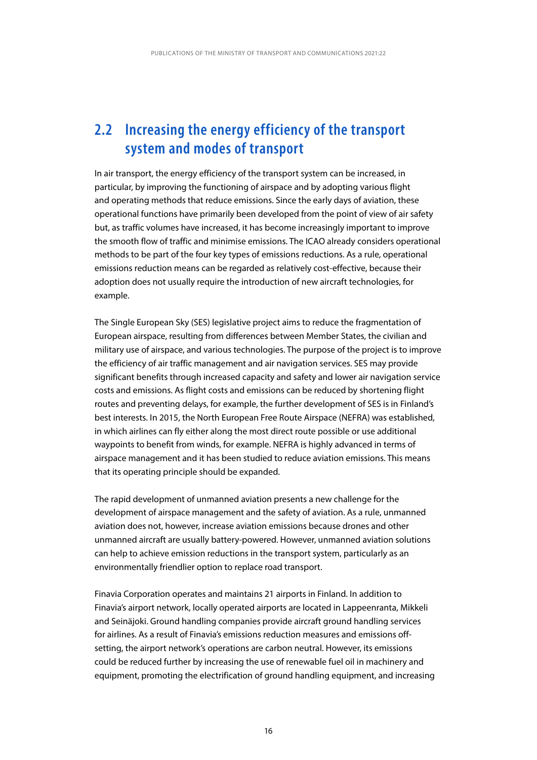## 2.2 Increasing the energy efficiency of the transport system and modes of transport

In air transport, the energy efficiency of the transport system can be increased, in particular, by improving the functioning of airspace and by adopting various flight and operating methods that reduce emissions. Since the early days of aviation, these operational functions have primarily been developed from the point of view of air safety but, as traffic volumes have increased, it has become increasingly important to improve the smooth flow of traffic and minimise emissions. The ICAO already considers operational methods to be part of the four key types of emissions reductions. As a rule, operational emissions reduction means can be regarded as relatively cost-effective, because their adoption does not usually require the introduction of new aircraft technologies, for example.

The Single European Sky (SES) legislative project aims to reduce the fragmentation of European airspace, resulting from differences between Member States, the civilian and military use of airspace, and various technologies. The purpose of the project is to improve the efficiency of air traffic management and air navigation services. SES may provide significant benefits through increased capacity and safety and lower air navigation service costs and emissions. As flight costs and emissions can be reduced by shortening flight routes and preventing delays, for example, the further development of SES is in Finland's best interests. In 2015, the North European Free Route Airspace (NEFRA) was established, in which airlines can fly either along the most direct route possible or use additional waypoints to benefit from winds, for example. NEFRA is highly advanced in terms of airspace management and it has been studied to reduce aviation emissions. This means that its operating principle should be expanded.

The rapid development of unmanned aviation presents a new challenge for the development of airspace management and the safety of aviation. As a rule, unmanned aviation does not, however, increase aviation emissions because drones and other unmanned aircraft are usually battery-powered. However, unmanned aviation solutions can help to achieve emission reductions in the transport system, particularly as an environmentally friendlier option to replace road transport.

Finavia Corporation operates and maintains 21 airports in Finland. In addition to Finavia's airport network, locally operated airports are located in Lappeenranta, Mikkeli and Seinäjoki. Ground handling companies provide aircraft ground handling services for airlines. As a result of Finavia's emissions reduction measures and emissions off-setting, the airport network's operations are carbon neutral. However, its emissions could be reduced further by increasing the use of renewable fuel oil in machinery and equipment, promoting the electrification of ground handling equipment, and increasing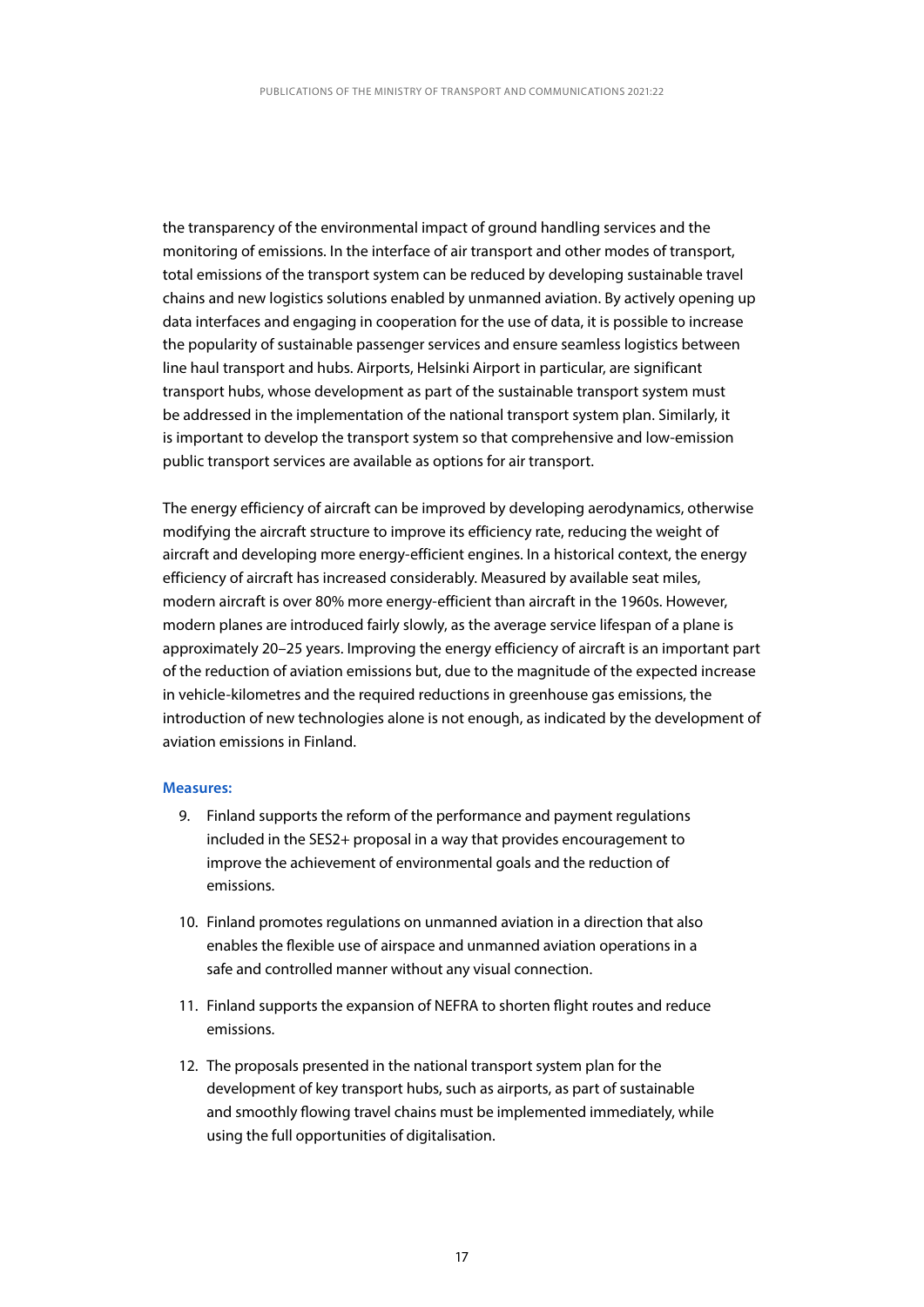the transparency of the environmental impact of ground handling services and the monitoring of emissions. In the interface of air transport and other modes of transport, total emissions of the transport system can be reduced by developing sustainable travel chains and new logistics solutions enabled by unmanned aviation. By actively opening up data interfaces and engaging in cooperation for the use of data, it is possible to increase the popularity of sustainable passenger services and ensure seamless logistics between line haul transport and hubs. Airports, Helsinki Airport in particular, are significant transport hubs, whose development as part of the sustainable transport system must be addressed in the implementation of the national transport system plan. Similarly, it is important to develop the transport system so that comprehensive and low-emission public transport services are available as options for air transport.

The energy efficiency of aircraft can be improved by developing aerodynamics, otherwise modifying the aircraft structure to improve its efficiency rate, reducing the weight of aircraft and developing more energy-efficient engines. In a historical context, the energy efficiency of aircraft has increased considerably. Measured by available seat miles, modern aircraft is over 80% more energy-efficient than aircraft in the 1960s. However, modern planes are introduced fairly slowly, as the average service lifespan of a plane is approximately 20–25 years. Improving the energy efficiency of aircraft is an important part of the reduction of aviation emissions but, due to the magnitude of the expected increase in vehicle-kilometres and the required reductions in greenhouse gas emissions, the introduction of new technologies alone is not enough, as indicated by the development of aviation emissions in Finland.

**Measures:**

9. Finland supports the reform of the performance and payment regulations included in the SES2+ proposal in a way that provides encouragement to improve the achievement of environmental goals and the reduction of emissions.

10. Finland promotes regulations on unmanned aviation in a direction that also enables the flexible use of airspace and unmanned aviation operations in a safe and controlled manner without any visual connection.

11. Finland supports the expansion of NEFRA to shorten flight routes and reduce emissions.

12. The proposals presented in the national transport system plan for the development of key transport hubs, such as airports, as part of sustainable and smoothly flowing travel chains must be implemented immediately, while using the full opportunities of digitalisation.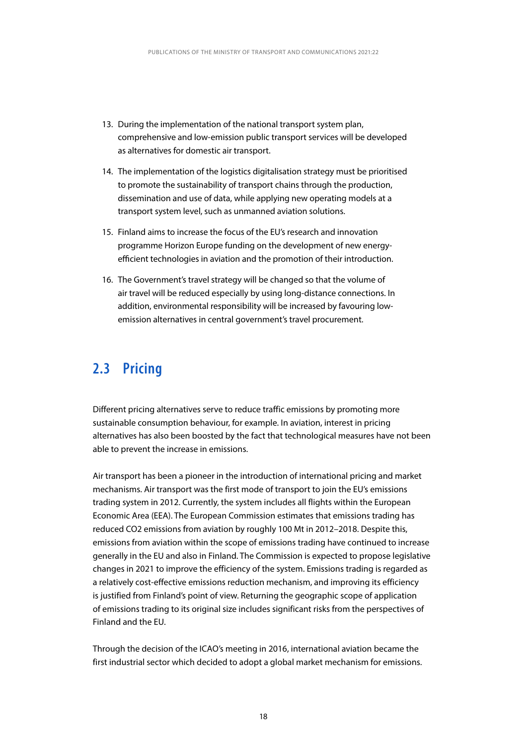13. During the implementation of the national transport system plan, comprehensive and low-emission public transport services will be developed as alternatives for domestic air transport.

14. The implementation of the logistics digitalisation strategy must be prioritised to promote the sustainability of transport chains through the production, dissemination and use of data, while applying new operating models at a transport system level, such as unmanned aviation solutions.

15. Finland aims to increase the focus of the EU's research and innovation programme Horizon Europe funding on the development of new energy-efficient technologies in aviation and the promotion of their introduction.

16. The Government's travel strategy will be changed so that the volume of air travel will be reduced especially by using long-distance connections. In addition, environmental responsibility will be increased by favouring low-emission alternatives in central government's travel procurement.

## 2.3 Pricing

Different pricing alternatives serve to reduce traffic emissions by promoting more sustainable consumption behaviour, for example. In aviation, interest in pricing alternatives has also been boosted by the fact that technological measures have not been able to prevent the increase in emissions.

Air transport has been a pioneer in the introduction of international pricing and market mechanisms. Air transport was the first mode of transport to join the EU's emissions trading system in 2012. Currently, the system includes all flights within the European Economic Area (EEA). The European Commission estimates that emissions trading has reduced $CO_2$ emissions from aviation by roughly 100 Mt in 2012–2018. Despite this, emissions from aviation within the scope of emissions trading have continued to increase generally in the EU and also in Finland. The Commission is expected to propose legislative changes in 2021 to improve the efficiency of the system. Emissions trading is regarded as a relatively cost-effective emissions reduction mechanism, and improving its efficiency is justified from Finland's point of view. Returning the geographic scope of application of emissions trading to its original size includes significant risks from the perspectives of Finland and the EU.

Through the decision of the ICAO's meeting in 2016, international aviation became the first industrial sector which decided to adopt a global market mechanism for emissions.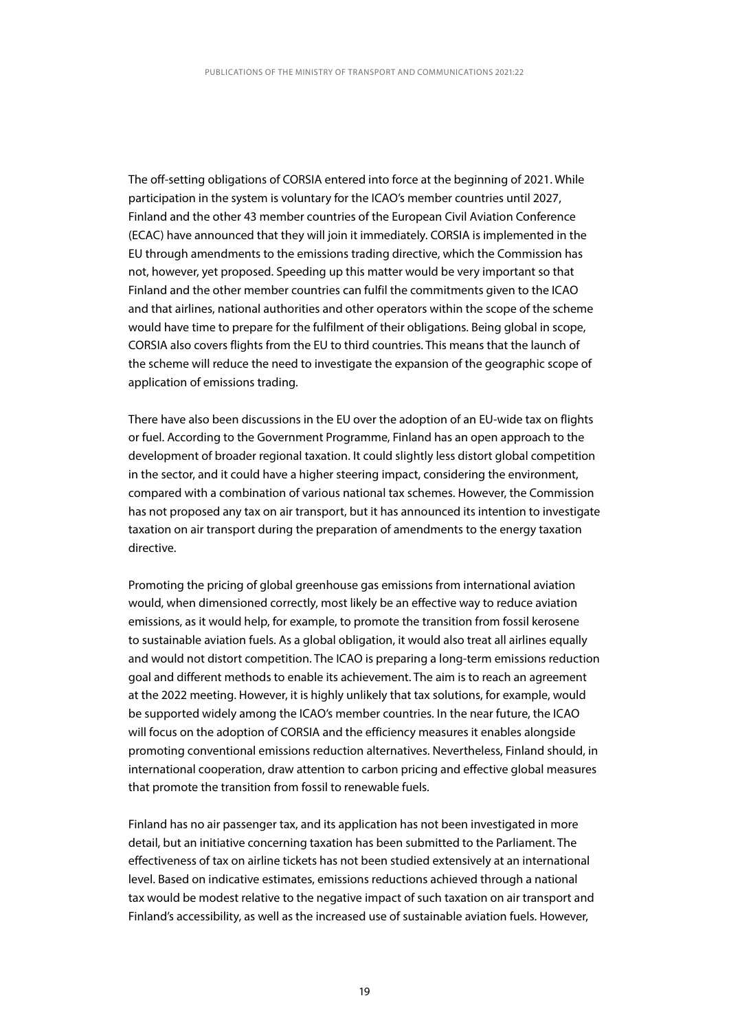The off-setting obligations of CORSIA entered into force at the beginning of 2021. While participation in the system is voluntary for the ICAO's member countries until 2027, Finland and the other 43 member countries of the European Civil Aviation Conference (ECAC) have announced that they will join it immediately. CORSIA is implemented in the EU through amendments to the emissions trading directive, which the Commission has not, however, yet proposed. Speeding up this matter would be very important so that Finland and the other member countries can fulfil the commitments given to the ICAO and that airlines, national authorities and other operators within the scope of the scheme would have time to prepare for the fulfilment of their obligations. Being global in scope, CORSIA also covers flights from the EU to third countries. This means that the launch of the scheme will reduce the need to investigate the expansion of the geographic scope of application of emissions trading.

There have also been discussions in the EU over the adoption of an EU-wide tax on flights or fuel. According to the Government Programme, Finland has an open approach to the development of broader regional taxation. It could slightly less distort global competition in the sector, and it could have a higher steering impact, considering the environment, compared with a combination of various national tax schemes. However, the Commission has not proposed any tax on air transport, but it has announced its intention to investigate taxation on air transport during the preparation of amendments to the energy taxation directive.

Promoting the pricing of global greenhouse gas emissions from international aviation would, when dimensioned correctly, most likely be an effective way to reduce aviation emissions, as it would help, for example, to promote the transition from fossil kerosene to sustainable aviation fuels. As a global obligation, it would also treat all airlines equally and would not distort competition. The ICAO is preparing a long-term emissions reduction goal and different methods to enable its achievement. The aim is to reach an agreement at the 2022 meeting. However, it is highly unlikely that tax solutions, for example, would be supported widely among the ICAO's member countries. In the near future, the ICAO will focus on the adoption of CORSIA and the efficiency measures it enables alongside promoting conventional emissions reduction alternatives. Nevertheless, Finland should, in international cooperation, draw attention to carbon pricing and effective global measures that promote the transition from fossil to renewable fuels.

Finland has no air passenger tax, and its application has not been investigated in more detail, but an initiative concerning taxation has been submitted to the Parliament. The effectiveness of tax on airline tickets has not been studied extensively at an international level. Based on indicative estimates, emissions reductions achieved through a national tax would be modest relative to the negative impact of such taxation on air transport and Finland's accessibility, as well as the increased use of sustainable aviation fuels. However,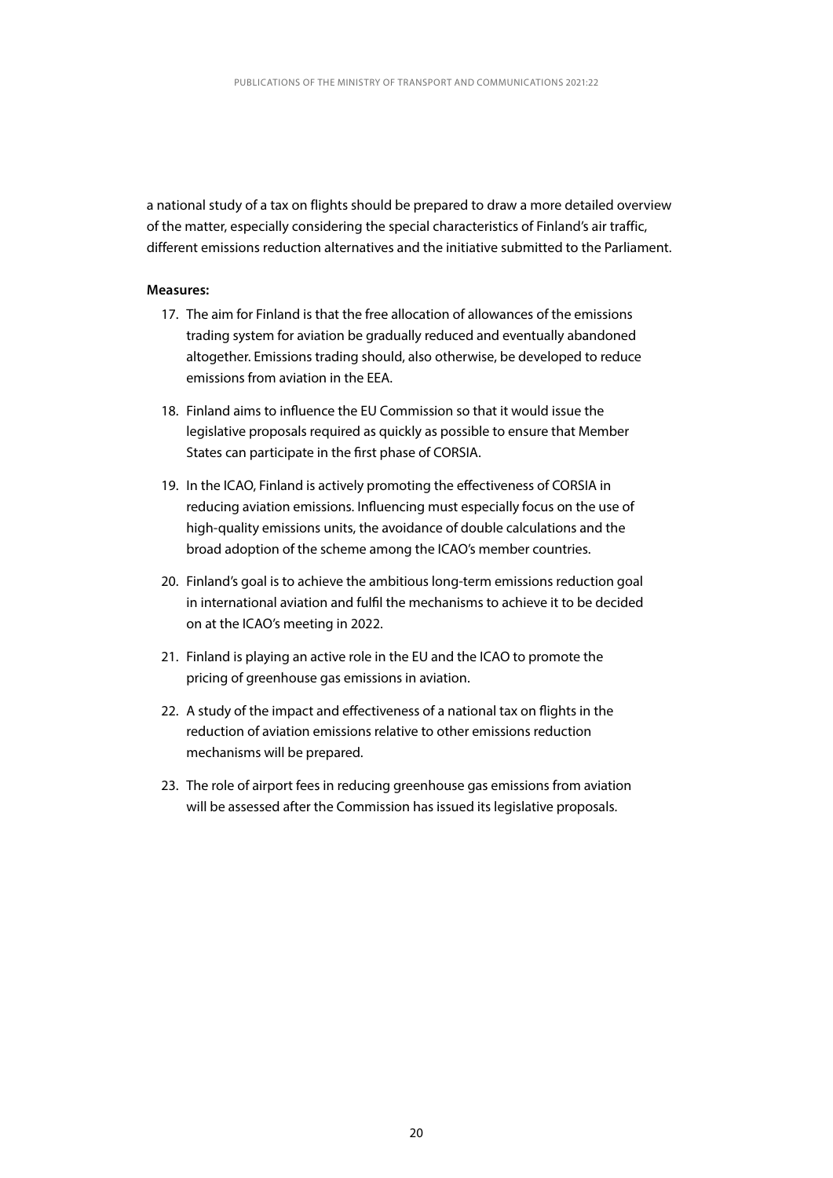a national study of a tax on flights should be prepared to draw a more detailed overview of the matter, especially considering the special characteristics of Finland's air traffic, different emissions reduction alternatives and the initiative submitted to the Parliament.

**Measures:**

17. The aim for Finland is that the free allocation of allowances of the emissions trading system for aviation be gradually reduced and eventually abandoned altogether. Emissions trading should, also otherwise, be developed to reduce emissions from aviation in the EEA.
18. Finland aims to influence the EU Commission so that it would issue the legislative proposals required as quickly as possible to ensure that Member States can participate in the first phase of CORSIA.
19. In the ICAO, Finland is actively promoting the effectiveness of CORSIA in reducing aviation emissions. Influencing must especially focus on the use of high-quality emissions units, the avoidance of double calculations and the broad adoption of the scheme among the ICAO's member countries.
20. Finland's goal is to achieve the ambitious long-term emissions reduction goal in international aviation and fulfil the mechanisms to achieve it to be decided on at the ICAO's meeting in 2022.
21. Finland is playing an active role in the EU and the ICAO to promote the pricing of greenhouse gas emissions in aviation.
22. A study of the impact and effectiveness of a national tax on flights in the reduction of aviation emissions relative to other emissions reduction mechanisms will be prepared.
23. The role of airport fees in reducing greenhouse gas emissions from aviation will be assessed after the Commission has issued its legislative proposals.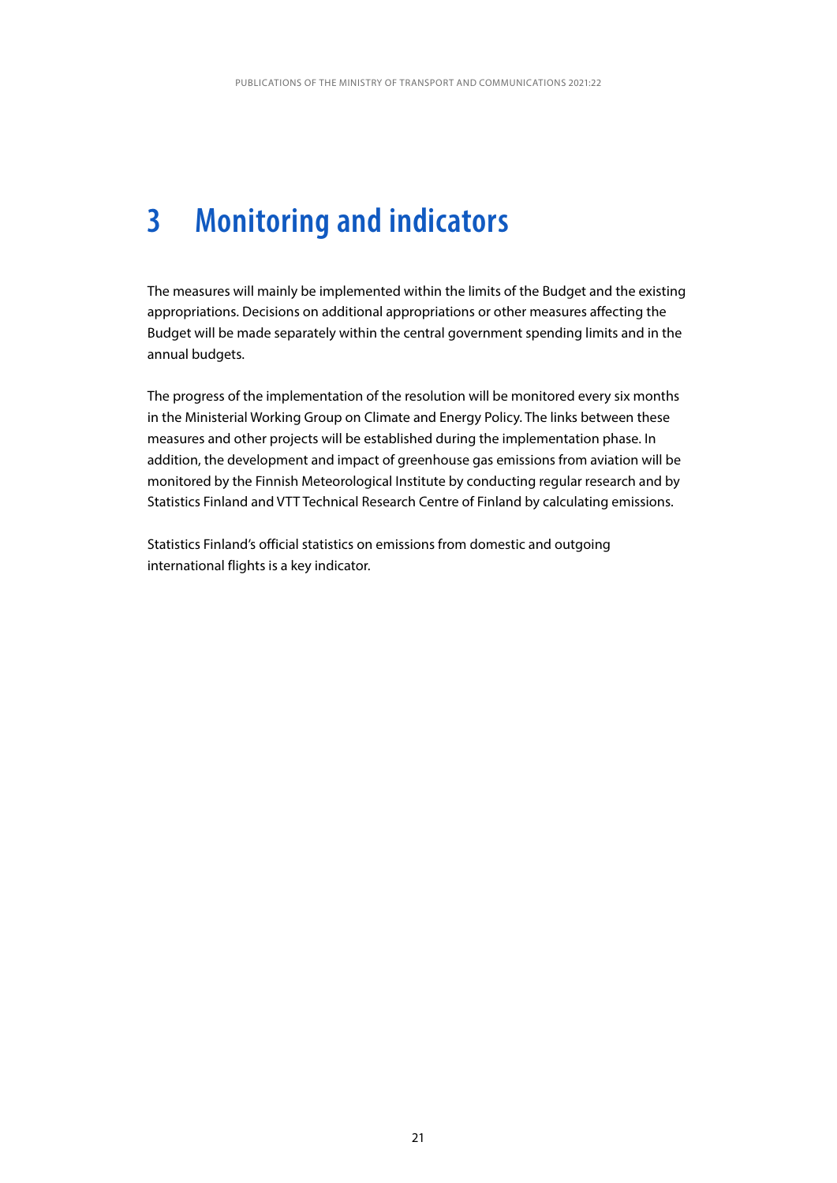# 3 Monitoring and indicators

The measures will mainly be implemented within the limits of the Budget and the existing appropriations. Decisions on additional appropriations or other measures affecting the Budget will be made separately within the central government spending limits and in the annual budgets.

The progress of the implementation of the resolution will be monitored every six months in the Ministerial Working Group on Climate and Energy Policy. The links between these measures and other projects will be established during the implementation phase. In addition, the development and impact of greenhouse gas emissions from aviation will be monitored by the Finnish Meteorological Institute by conducting regular research and by Statistics Finland and VTT Technical Research Centre of Finland by calculating emissions.

Statistics Finland's official statistics on emissions from domestic and outgoing international flights is a key indicator.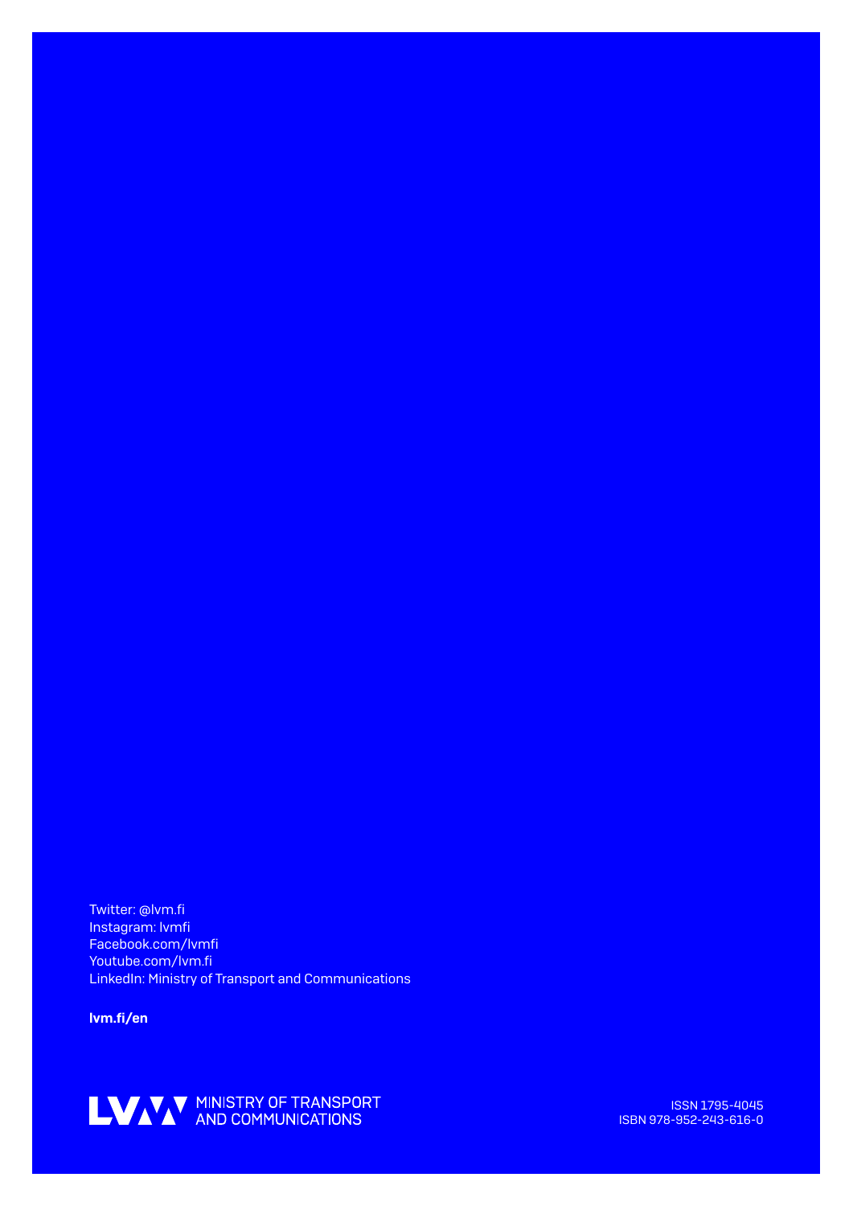Twitter: @lvm.fi
Instagram: lvmfi
Facebook.com/lvmfi
Youtube.com/lvm.fi
LinkedIn: Ministry of Transport and Communications

**lvm.fi/en**

MINISTRY OF TRANSPORT AND COMMUNICATIONS

ISSN 1795-4045
ISBN 978-952-243-616-0